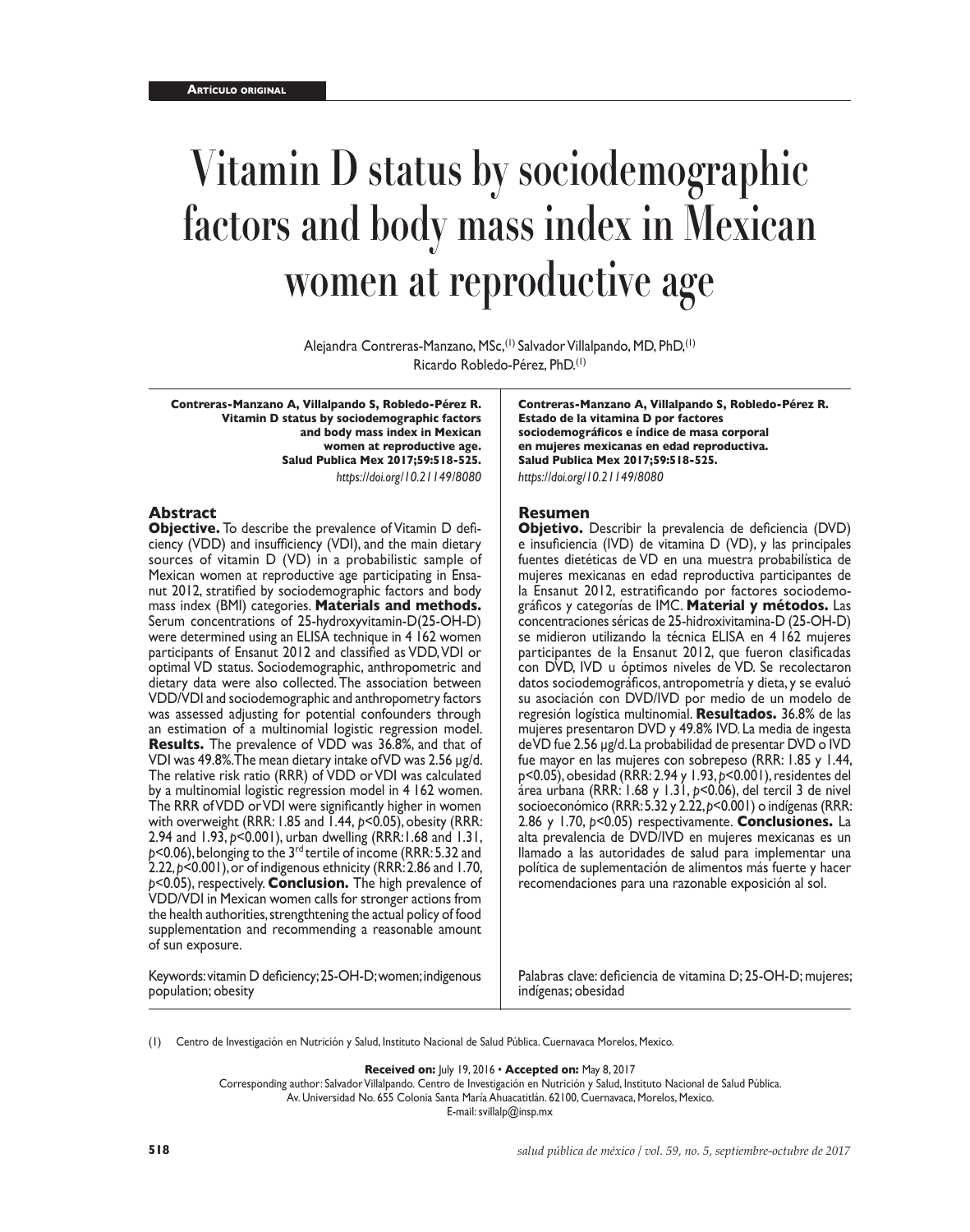**Artículo original**

# Vitamin D status by sociodemographic factors and body mass index in Mexican women at reproductive age

Alejandra Contreras-Manzano, MSc,[1] Salvador Villalpando, MD, PhD,[1] Ricardo Robledo-Pérez, PhD.[1]

**Contreras-Manzano A, Villalpando S, Robledo-Pérez R. Vitamin D status by sociodemographic factors and body mass index in Mexican women at reproductive age. Salud Publica Mex 2017;59:518-525.**
*https://doi.org/10.21149/8080*

## Abstract

**Objective.** To describe the prevalence of Vitamin D deficiency (VDD) and insufficiency (VDI), and the main dietary sources of vitamin D (VD) in a probabilistic sample of Mexican women at reproductive age participating in Ensanut 2012, stratified by sociodemographic factors and body mass index (BMI) categories. **Materials and methods.** Serum concentrations of 25-hydroxyvitamin-D(25-OH-D) were determined using an ELISA technique in 4 162 women participants of Ensanut 2012 and classified as VDD, VDI or optimal VD status. Sociodemographic, anthropometric and dietary data were also collected. The association between VDD/VDI and sociodemographic and anthropometry factors was assessed adjusting for potential confounders through an estimation of a multinomial logistic regression model. **Results.** The prevalence of VDD was 36.8%, and that of VDI was 49.8%. The mean dietary intake of VD was 2.56 µg/d. The relative risk ratio (RRR) of VDD or VDI was calculated by a multinomial logistic regression model in 4 162 women. The RRR of VDD or VDI were significantly higher in women with overweight (RRR: 1.85 and 1.44, $p<0.05$), obesity (RRR: 2.94 and 1.93, $p<0.001$), urban dwelling (RRR: 1.68 and 1.31, $p<0.06$), belonging to the 3rd tertile of income (RRR: 5.32 and 2.22, $p<0.001$), or of indigenous ethnicity (RRR: 2.86 and 1.70, $p<0.05$), respectively. **Conclusion.** The high prevalence of VDD/VDI in Mexican women calls for stronger actions from the health authorities, strenghtening the actual policy of food supplementation and recommending a reasonable amount of sun exposure.

Keywords: vitamin D deficiency; 25-OH-D; women; indigenous population; obesity

**Contreras-Manzano A, Villalpando S, Robledo-Pérez R. Estado de la vitamina D por factores sociodemográficos e índice de masa corporal en mujeres mexicanas en edad reproductiva. Salud Publica Mex 2017;59:518-525.**
*https://doi.org/10.21149/8080*

## Resumen

**Objetivo.** Describir la prevalencia de deficiencia (DVD) e insuficiencia (IVD) de vitamina D (VD), y las principales fuentes dietéticas de VD en una muestra probabilística de mujeres mexicanas en edad reproductiva participantes de la Ensanut 2012, estratificando por factores sociodemográficos y categorías de IMC. **Material y métodos.** Las concentraciones séricas de 25-hidroxivitamina-D (25-OH-D) se midieron utilizando la técnica ELISA en 4 162 mujeres participantes de la Ensanut 2012, que fueron clasificadas con DVD, IVD u óptimos niveles de VD. Se recolectaron datos sociodemográficos, antropometría y dieta, y se evaluó su asociación con DVD/IVD por medio de un modelo de regresión logística multinomial. **Resultados.** 36.8% de las mujeres presentaron DVD y 49.8% IVD. La media de ingesta de VD fue 2.56 µg/d. La probabilidad de presentar DVD o IVD fue mayor en las mujeres con sobrepeso (RRR: 1.85 y 1.44, $p<0.05$), obesidad (RRR: 2.94 y 1.93, $p<0.001$), residentes del área urbana (RRR: 1.68 y 1.31, $p<0.06$), del tercil 3 de nivel socioeconómico (RRR: 5.32 y 2.22, $p<0.001$) o indígenas (RRR: 2.86 y 1.70, $p<0.05$) respectivamente. **Conclusiones.** La alta prevalencia de DVD/IVD en mujeres mexicanas es un llamado a las autoridades de salud para implementar una política de suplementación de alimentos más fuerte y hacer recomendaciones para una razonable exposición al sol.

Palabras clave: deficiencia de vitamina D; 25-OH-D; mujeres; indígenas; obesidad

(1) Centro de Investigación en Nutrición y Salud, Instituto Nacional de Salud Pública. Cuernavaca Morelos, Mexico.

**Received on:** July 19, 2016 • **Accepted on:** May 8, 2017

Corresponding author: Salvador Villalpando. Centro de Investigación en Nutrición y Salud, Instituto Nacional de Salud Pública. Av. Universidad No. 655 Colonia Santa María Ahuacatitlán. 62100, Cuernavaca, Morelos, Mexico.
E-mail: svillalp@insp.mx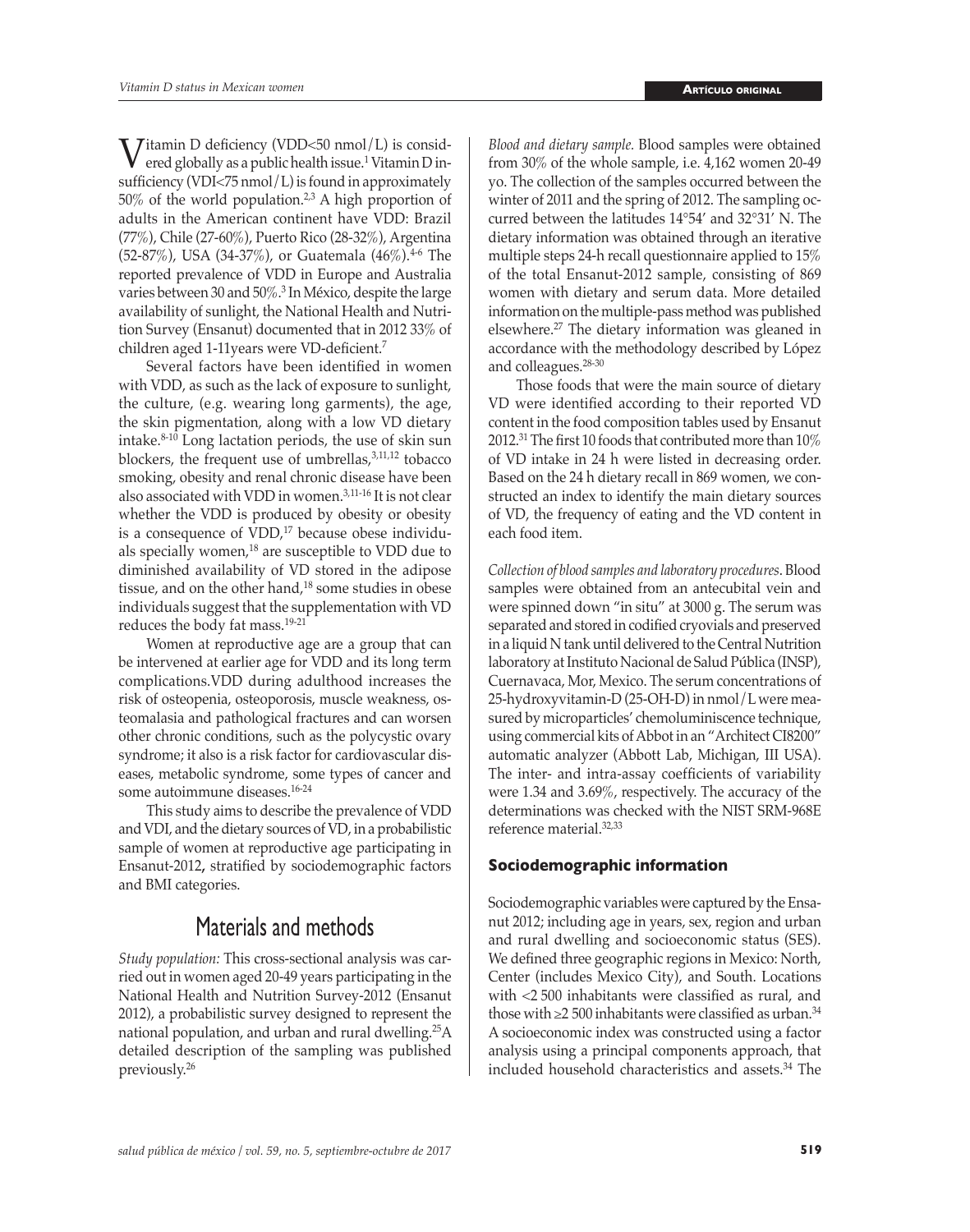Vitamin D deficiency (VDD<50 nmol/L) is considered globally as a public health issue.[1] Vitamin D insufficiency (VDI<75 nmol/L) is found in approximately 50% of the world population.[2,3] A high proportion of adults in the American continent have VDD: Brazil (77%), Chile (27-60%), Puerto Rico (28-32%), Argentina (52-87%), USA (34-37%), or Guatemala (46%).[4-6] The reported prevalence of VDD in Europe and Australia varies between 30 and 50%.[3] In México, despite the large availability of sunlight, the National Health and Nutrition Survey (Ensanut) documented that in 2012 33% of children aged 1-11years were VD-deficient.[7]

Several factors have been identified in women with VDD, as such as the lack of exposure to sunlight, the culture, (e.g. wearing long garments), the age, the skin pigmentation, along with a low VD dietary intake.[8-10] Long lactation periods, the use of skin sun blockers, the frequent use of umbrellas,[3,11,12] tobacco smoking, obesity and renal chronic disease have been also associated with VDD in women.[3,11-16] It is not clear whether the VDD is produced by obesity or obesity is a consequence of VDD,[17] because obese individuals specially women,[18] are susceptible to VDD due to diminished availability of VD stored in the adipose tissue, and on the other hand,[18] some studies in obese individuals suggest that the supplementation with VD reduces the body fat mass.[19-21]

Women at reproductive age are a group that can be intervened at earlier age for VDD and its long term complications.VDD during adulthood increases the risk of osteopenia, osteoporosis, muscle weakness, osteomalasia and pathological fractures and can worsen other chronic conditions, such as the polycystic ovary syndrome; it also is a risk factor for cardiovascular diseases, metabolic syndrome, some types of cancer and some autoimmune diseases.[16-24]

This study aims to describe the prevalence of VDD and VDI, and the dietary sources of VD, in a probabilistic sample of women at reproductive age participating in Ensanut-2012**,** stratified by sociodemographic factors and BMI categories.

# Materials and methods

*Study population:* This cross-sectional analysis was carried out in women aged 20-49 years participating in the National Health and Nutrition Survey-2012 (Ensanut 2012), a probabilistic survey designed to represent the national population, and urban and rural dwelling.[25]A detailed description of the sampling was published previously.[26]

*Blood and dietary sample.* Blood samples were obtained from 30% of the whole sample, i.e. 4,162 women 20-49 yo. The collection of the samples occurred between the winter of 2011 and the spring of 2012. The sampling occurred between the latitudes 14°54' and 32°31' N. The dietary information was obtained through an iterative multiple steps 24-h recall questionnaire applied to 15% of the total Ensanut-2012 sample, consisting of 869 women with dietary and serum data. More detailed information on the multiple-pass method was published elsewhere.[27] The dietary information was gleaned in accordance with the methodology described by López and colleagues.[28-30]

Those foods that were the main source of dietary VD were identified according to their reported VD content in the food composition tables used by Ensanut 2012.[31] The first 10 foods that contributed more than 10% of VD intake in 24 h were listed in decreasing order. Based on the 24 h dietary recall in 869 women, we constructed an index to identify the main dietary sources of VD, the frequency of eating and the VD content in each food item.

*Collection of blood samples and laboratory procedures*. Blood samples were obtained from an antecubital vein and were spinned down "in situ" at 3000 g. The serum was separated and stored in codified cryovials and preserved in a liquid N tank until delivered to the Central Nutrition laboratory at Instituto Nacional de Salud Pública (INSP), Cuernavaca, Mor, Mexico. The serum concentrations of 25-hydroxyvitamin-D (25-OH-D) in nmol/L were measured by microparticles' chemoluminiscence technique, using commercial kits of Abbot in an "Architect CI8200" automatic analyzer (Abbott Lab, Michigan, Ill USA). The inter- and intra-assay coefficients of variability were 1.34 and 3.69%, respectively. The accuracy of the determinations was checked with the NIST SRM-968E reference material.[32,33]

## Sociodemographic information

Sociodemographic variables were captured by the Ensanut 2012; including age in years, sex, region and urban and rural dwelling and socioeconomic status (SES). We defined three geographic regions in Mexico: North, Center (includes Mexico City), and South. Locations with <2 500 inhabitants were classified as rural, and those with ≥2 500 inhabitants were classified as urban.[34] A socioeconomic index was constructed using a factor analysis using a principal components approach, that included household characteristics and assets.[34] The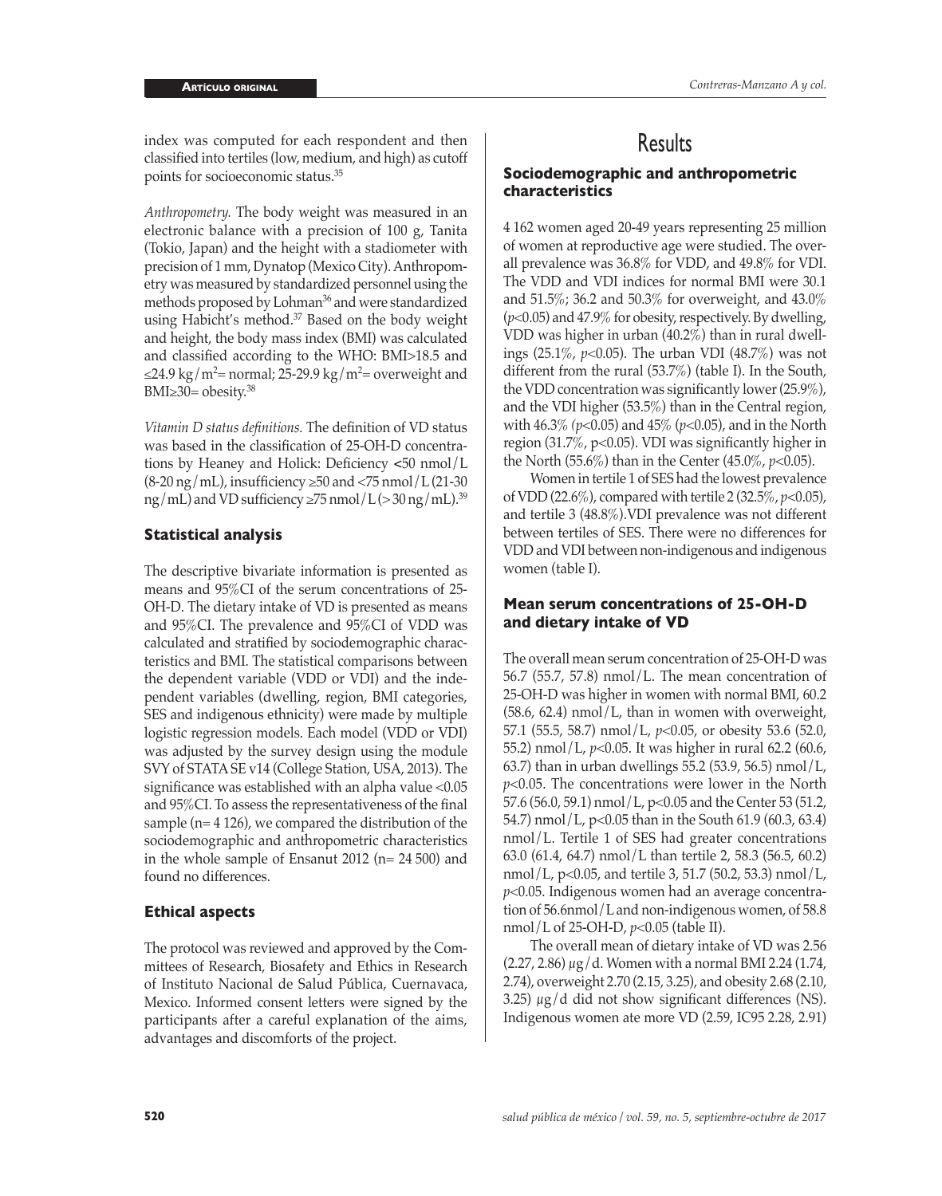index was computed for each respondent and then classified into tertiles (low, medium, and high) as cutoff points for socioeconomic status.[35]

*Anthropometry.* The body weight was measured in an electronic balance with a precision of 100 g, Tanita (Tokio, Japan) and the height with a stadiometer with precision of 1 mm, Dynatop (Mexico City). Anthropometry was measured by standardized personnel using the methods proposed by Lohman[36] and were standardized using Habicht's method.[37] Based on the body weight and height, the body mass index (BMI) was calculated and classified according to the WHO: BMI>18.5 and ≤24.9 kg/m$^2$= normal; 25-29.9 kg/m$^2$= overweight and BMI≥30= obesity.[38]

*Vitamin D status definitions.* The definition of VD status was based in the classification of 25-OH-D concentrations by Heaney and Holick: Deficiency <50 nmol/L (8-20 ng/mL), insufficiency ≥50 and <75 nmol/L (21-30 ng/mL) and VD sufficiency ≥75 nmol/L (> 30 ng/mL).[39]

### Statistical analysis

The descriptive bivariate information is presented as means and 95%CI of the serum concentrations of 25-OH-D. The dietary intake of VD is presented as means and 95%CI. The prevalence and 95%CI of VDD was calculated and stratified by sociodemographic characteristics and BMI. The statistical comparisons between the dependent variable (VDD or VDI) and the independent variables (dwelling, region, BMI categories, SES and indigenous ethnicity) were made by multiple logistic regression models. Each model (VDD or VDI) was adjusted by the survey design using the module SVY of STATA SE v14 (College Station, USA, 2013). The significance was established with an alpha value <0.05 and 95%CI. To assess the representativeness of the final sample (n= 4 126), we compared the distribution of the sociodemographic and anthropometric characteristics in the whole sample of Ensanut 2012 (n= 24 500) and found no differences.

### Ethical aspects

The protocol was reviewed and approved by the Committees of Research, Biosafety and Ethics in Research of Instituto Nacional de Salud Pública, Cuernavaca, Mexico. Informed consent letters were signed by the participants after a careful explanation of the aims, advantages and discomforts of the project.

## Results

### Sociodemographic and anthropometric characteristics

4 162 women aged 20-49 years representing 25 million of women at reproductive age were studied. The overall prevalence was 36.8% for VDD, and 49.8% for VDI. The VDD and VDI indices for normal BMI were 30.1 and 51.5%; 36.2 and 50.3% for overweight, and 43.0% ($p$<0.05) and 47.9% for obesity, respectively. By dwelling, VDD was higher in urban (40.2%) than in rural dwellings (25.1%, $p$<0.05). The urban VDI (48.7%) was not different from the rural (53.7%) (table I). In the South, the VDD concentration was significantly lower (25.9%), and the VDI higher (53.5%) than in the Central region, with 46.3% ($p$<0.05) and 45% ($p$<0.05), and in the North region (31.7%, p<0.05). VDI was significantly higher in the North (55.6%) than in the Center (45.0%, $p$<0.05).

Women in tertile 1 of SES had the lowest prevalence of VDD (22.6%), compared with tertile 2 (32.5%, $p$<0.05), and tertile 3 (48.8%).VDI prevalence was not different between tertiles of SES. There were no differences for VDD and VDI between non-indigenous and indigenous women (table I).

### Mean serum concentrations of 25-OH-D and dietary intake of VD

The overall mean serum concentration of 25-OH-D was 56.7 (55.7, 57.8) nmol/L. The mean concentration of 25-OH-D was higher in women with normal BMI, 60.2 (58.6, 62.4) nmol/L, than in women with overweight, 57.1 (55.5, 58.7) nmol/L, $p$<0.05, or obesity 53.6 (52.0, 55.2) nmol/L, $p$<0.05. It was higher in rural 62.2 (60.6, 63.7) than in urban dwellings 55.2 (53.9, 56.5) nmol/L, $p$<0.05. The concentrations were lower in the North 57.6 (56.0, 59.1) nmol/L, p<0.05 and the Center 53 (51.2, 54.7) nmol/L, p<0.05 than in the South 61.9 (60.3, 63.4) nmol/L. Tertile 1 of SES had greater concentrations 63.0 (61.4, 64.7) nmol/L than tertile 2, 58.3 (56.5, 60.2) nmol/L, p<0.05, and tertile 3, 51.7 (50.2, 53.3) nmol/L, $p$<0.05. Indigenous women had an average concentration of 56.6nmol/L and non-indigenous women, of 58.8 nmol/L of 25-OH-D, $p$<0.05 (table II).

The overall mean of dietary intake of VD was 2.56 (2.27, 2.86) µg/d. Women with a normal BMI 2.24 (1.74, 2.74), overweight 2.70 (2.15, 3.25), and obesity 2.68 (2.10, 3.25) µg/d did not show significant differences (NS). Indigenous women ate more VD (2.59, IC95 2.28, 2.91)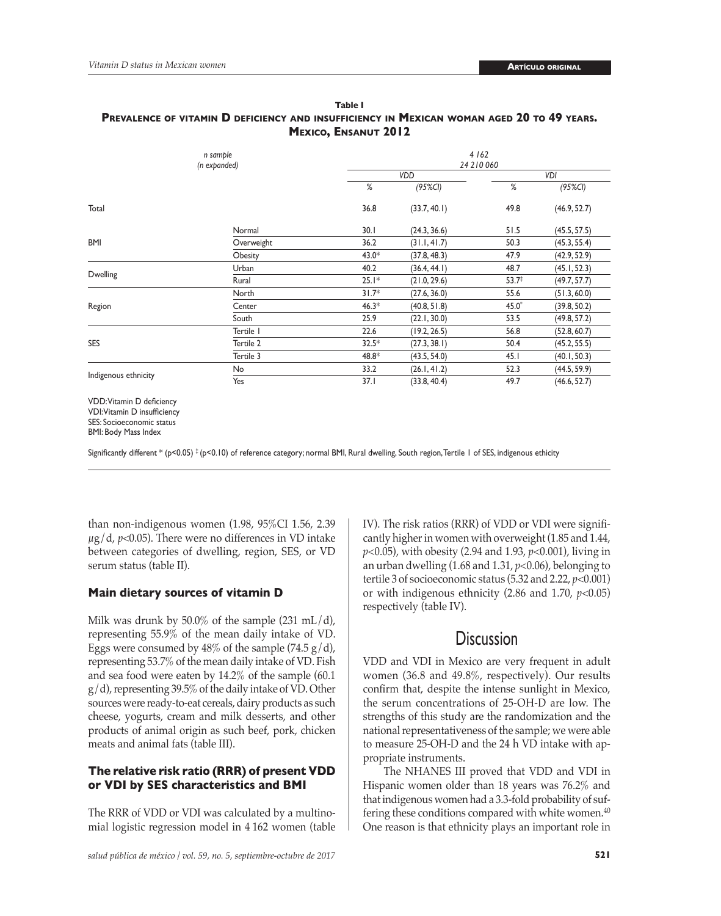**Table I**

**Prevalence of vitamin D deficiency and insufficiency in Mexican woman aged 20 to 49 years. Mexico, Ensanut 2012**

| *n sample (n expanded)* | | *4 162* *24 210 060* | | | |
|---|---|---|---|---|---|
| | | *VDD* | | *VDI* | |
| | | % | (95%CI) | % | (95%CI) |
| Total | | 36.8 | (33.7, 40.1) | 49.8 | (46.9, 52.7) |
| BMI | Normal | 30.1 | (24.3, 36.6) | 51.5 | (45.5, 57.5) |
| | Overweight | 36.2 | (31.1, 41.7) | 50.3 | (45.3, 55.4) |
| | Obesity | 43.0* | (37.8, 48.3) | 47.9 | (42.9, 52.9) |
| Dwelling | Urban | 40.2 | (36.4, 44.1) | 48.7 | (45.1, 52.3) |
| | Rural | 25.1* | (21.0, 29.6) | 53.7‡ | (49.7, 57.7) |
| Region | North | 31.7* | (27.6, 36.0) | 55.6 | (51.3, 60.0) |
| | Center | 46.3* | (40.8, 51.8) | 45.0* | (39.8, 50.2) |
| | South | 25.9 | (22.1, 30.0) | 53.5 | (49.8, 57.2) |
| SES | Tertile 1 | 22.6 | (19.2, 26.5) | 56.8 | (52.8, 60.7) |
| | Tertile 2 | 32.5* | (27.3, 38.1) | 50.4 | (45.2, 55.5) |
| | Tertile 3 | 48.8* | (43.5, 54.0) | 45.1 | (40.1, 50.3) |
| Indigenous ethnicity | No | 33.2 | (26.1, 41.2) | 52.3 | (44.5, 59.9) |
| | Yes | 37.1 | (33.8, 40.4) | 49.7 | (46.6, 52.7) |

VDD: Vitamin D deficiency
VDI: Vitamin D insufficiency
SES: Socioeconomic status
BMI: Body Mass Index

Significantly different * (p<0.05) ‡ (p<0.10) of reference category; normal BMI, Rural dwelling, South region, Tertile 1 of SES, indigenous ethicity

than non-indigenous women (1.98, 95%CI 1.56, 2.39 $\mu$g/d, $p<0.05$). There were no differences in VD intake between categories of dwelling, region, SES, or VD serum status (table II).

### Main dietary sources of vitamin D

Milk was drunk by 50.0% of the sample (231 mL/d), representing 55.9% of the mean daily intake of VD. Eggs were consumed by 48% of the sample (74.5 g/d), representing 53.7% of the mean daily intake of VD. Fish and sea food were eaten by 14.2% of the sample (60.1 g/d), representing 39.5% of the daily intake of VD. Other sources were ready-to-eat cereals, dairy products as such cheese, yogurts, cream and milk desserts, and other products of animal origin as such beef, pork, chicken meats and animal fats (table III).

### The relative risk ratio (RRR) of present VDD or VDI by SES characteristics and BMI

The RRR of VDD or VDI was calculated by a multinomial logistic regression model in 4 162 women (table IV). The risk ratios (RRR) of VDD or VDI were significantly higher in women with overweight (1.85 and 1.44, $p<0.05$), with obesity (2.94 and 1.93, $p<0.001$), living in an urban dwelling (1.68 and 1.31, $p<0.06$), belonging to tertile 3 of socioeconomic status (5.32 and 2.22, $p<0.001$) or with indigenous ethnicity (2.86 and 1.70, $p<0.05$) respectively (table IV).

## Discussion

VDD and VDI in Mexico are very frequent in adult women (36.8 and 49.8%, respectively). Our results confirm that, despite the intense sunlight in Mexico, the serum concentrations of 25-OH-D are low. The strengths of this study are the randomization and the national representativeness of the sample; we were able to measure 25-OH-D and the 24 h VD intake with appropriate instruments.

The NHANES III proved that VDD and VDI in Hispanic women older than 18 years was 76.2% and that indigenous women had a 3.3-fold probability of suffering these conditions compared with white women.[40] One reason is that ethnicity plays an important role in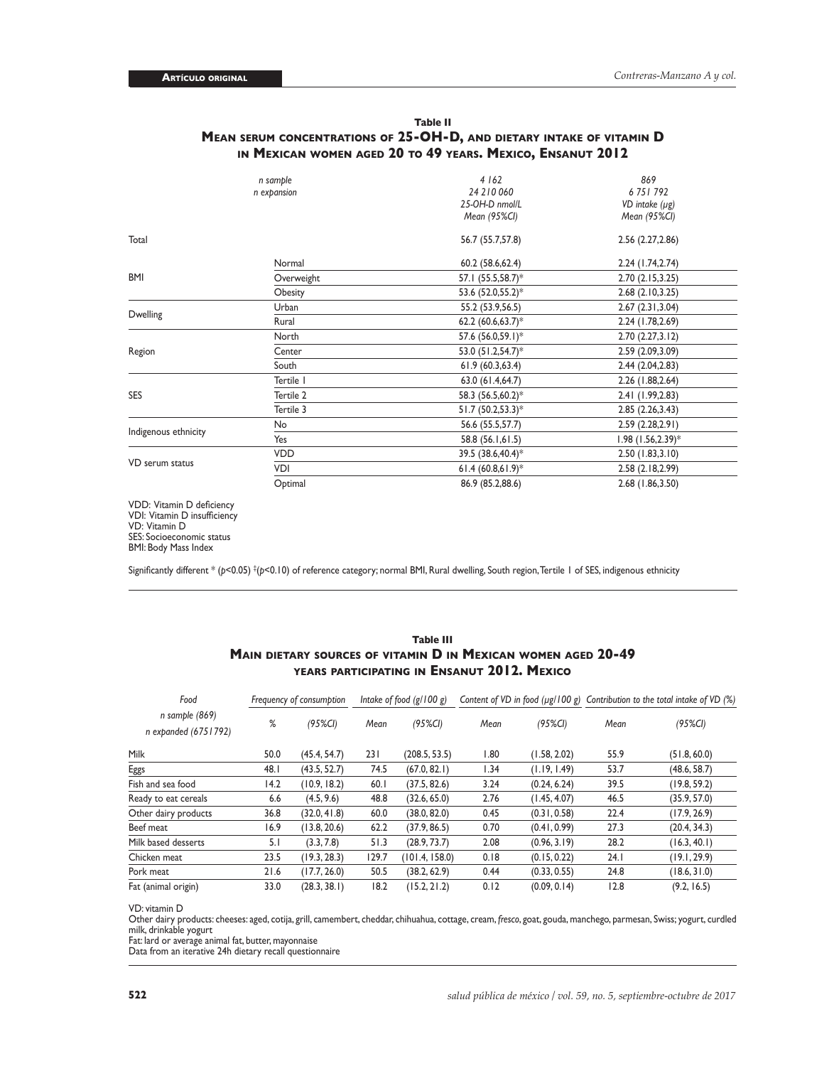**Table II**
**Mean serum concentrations of 25-OH-D, and dietary intake of vitamin D in Mexican women aged 20 to 49 years. Mexico, Ensanut 2012**

| | *n sample* | *4 162* | *869* |
|---|---|---|---|
| | *n expansion* | *24 210 060* | *6 751 792* |
| | | *25-OH-D nmol/L* | *VD intake (µg)* |
| | | *Mean (95%CI)* | *Mean (95%CI)* |
| Total | | 56.7 (55.7,57.8) | 2.56 (2.27,2.86) |
| BMI | Normal | 60.2 (58.6,62.4) | 2.24 (1.74,2.74) |
| | Overweight | 57.1 (55.5,58.7)* | 2.70 (2.15,3.25) |
| | Obesity | 53.6 (52.0,55.2)* | 2.68 (2.10,3.25) |
| Dwelling | Urban | 55.2 (53.9,56.5) | 2.67 (2.31,3.04) |
| | Rural | 62.2 (60.6,63.7)* | 2.24 (1.78,2.69) |
| Region | North | 57.6 (56.0,59.1)* | 2.70 (2.27,3.12) |
| | Center | 53.0 (51.2,54.7)* | 2.59 (2.09,3.09) |
| | South | 61.9 (60.3,63.4) | 2.44 (2.04,2.83) |
| SES | Tertile 1 | 63.0 (61.4,64.7) | 2.26 (1.88,2.64) |
| | Tertile 2 | 58.3 (56.5,60.2)* | 2.41 (1.99,2.83) |
| | Tertile 3 | 51.7 (50.2,53.3)* | 2.85 (2.26,3.43) |
| Indigenous ethnicity | No | 56.6 (55.5,57.7) | 2.59 (2.28,2.91) |
| | Yes | 58.8 (56.1,61.5) | 1.98 (1.56,2.39)* |
| VD serum status | VDD | 39.5 (38.6,40.4)* | 2.50 (1.83,3.10) |
| | VDI | 61.4 (60.8,61.9)* | 2.58 (2.18,2.99) |
| | Optimal | 86.9 (85.2,88.6) | 2.68 (1.86,3.50) |

VDD: Vitamin D deficiency
VDI: Vitamin D insufficiency
VD: Vitamin D
SES: Socioeconomic status
BMI: Body Mass Index

Significantly different * ($p$<0.05) ‡($p$<0.10) of reference category; normal BMI, Rural dwelling, South region, Tertile 1 of SES, indigenous ethnicity

**Table III**
**Main dietary sources of vitamin D in Mexican women aged 20-49 years participating in Ensanut 2012. Mexico**

| *Food* | *Frequency of consumption* | | *Intake of food (g/100 g)* | | *Content of VD in food (µg/100 g)* | | *Contribution to the total intake of VD (%)* | |
|---|---|---|---|---|---|---|---|---|
| *n sample (869)* *n expanded (6751792)* | *%* | *(95%CI)* | *Mean* | *(95%CI)* | *Mean* | *(95%CI)* | *Mean* | *(95%CI)* |
| Milk | 50.0 | (45.4, 54.7) | 231 | (208.5, 53.5) | 1.80 | (1.58, 2.02) | 55.9 | (51.8, 60.0) |
| Eggs | 48.1 | (43.5, 52.7) | 74.5 | (67.0, 82.1) | 1.34 | (1.19, 1.49) | 53.7 | (48.6, 58.7) |
| Fish and sea food | 14.2 | (10.9, 18.2) | 60.1 | (37.5, 82.6) | 3.24 | (0.24, 6.24) | 39.5 | (19.8, 59.2) |
| Ready to eat cereals | 6.6 | (4.5, 9.6) | 48.8 | (32.6, 65.0) | 2.76 | (1.45, 4.07) | 46.5 | (35.9, 57.0) |
| Other dairy products | 36.8 | (32.0, 41.8) | 60.0 | (38.0, 82.0) | 0.45 | (0.31, 0.58) | 22.4 | (17.9, 26.9) |
| Beef meat | 16.9 | (13.8, 20.6) | 62.2 | (37.9, 86.5) | 0.70 | (0.41, 0.99) | 27.3 | (20.4, 34.3) |
| Milk based desserts | 5.1 | (3.3, 7.8) | 51.3 | (28.9, 73.7) | 2.08 | (0.96, 3.19) | 28.2 | (16.3, 40.1) |
| Chicken meat | 23.5 | (19.3, 28.3) | 129.7 | (101.4, 158.0) | 0.18 | (0.15, 0.22) | 24.1 | (19.1, 29.9) |
| Pork meat | 21.6 | (17.7, 26.0) | 50.5 | (38.2, 62.9) | 0.44 | (0.33, 0.55) | 24.8 | (18.6, 31.0) |
| Fat (animal origin) | 33.0 | (28.3, 38.1) | 18.2 | (15.2, 21.2) | 0.12 | (0.09, 0.14) | 12.8 | (9.2, 16.5) |

VD: vitamin D
Other dairy products: cheeses: aged, cotija, grill, camembert, cheddar, chihuahua, cottage, cream, *fresco*, goat, gouda, manchego, parmesan, Swiss; yogurt, curdled milk, drinkable yogurt
Fat: lard or average animal fat, butter, mayonnaise
Data from an iterative 24h dietary recall questionnaire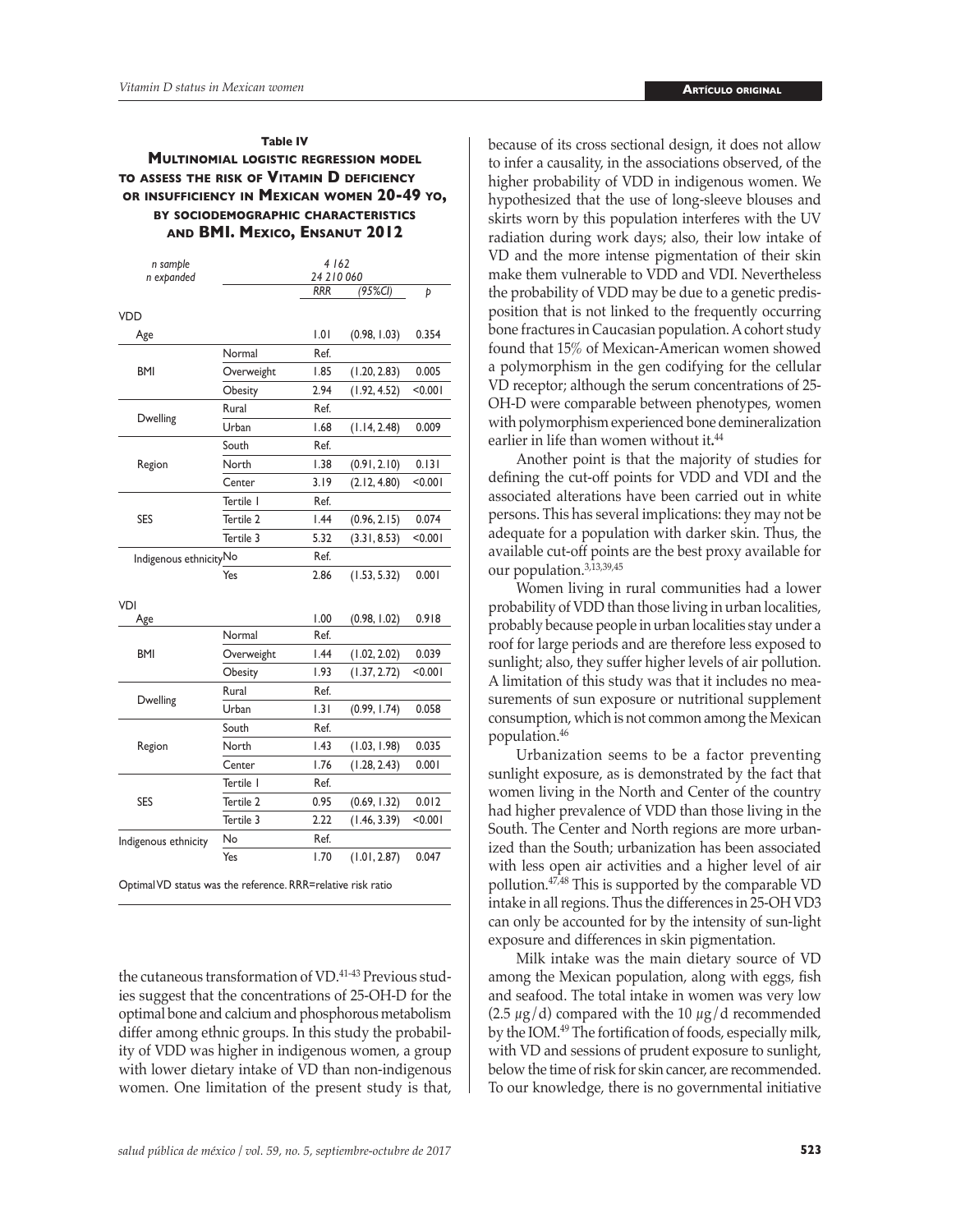**Table IV**

**Multinomial logistic regression model to assess the risk of Vitamin D deficiency or insufficiency in Mexican women 20-49 yo, by sociodemographic characteristics and BMI. Mexico, Ensanut 2012**

| *n sample* | | *4 162* | | |
|---|---|---|---|---|
| *n expanded* | | *24 210 060* | | |
| | | *RRR* | *(95%CI)* | *p* |
| **VDD** | | | | |
| Age | | 1.01 | (0.98, 1.03) | 0.354 |
| BMI | Normal | Ref. | | |
| | Overweight | 1.85 | (1.20, 2.83) | 0.005 |
| | Obesity | 2.94 | (1.92, 4.52) | <0.001 |
| Dwelling | Rural | Ref. | | |
| | Urban | 1.68 | (1.14, 2.48) | 0.009 |
| Region | South | Ref. | | |
| | North | 1.38 | (0.91, 2.10) | 0.131 |
| | Center | 3.19 | (2.12, 4.80) | <0.001 |
| SES | Tertile 1 | Ref. | | |
| | Tertile 2 | 1.44 | (0.96, 2.15) | 0.074 |
| | Tertile 3 | 5.32 | (3.31, 8.53) | <0.001 |
| Indigenous ethnicity | No | Ref. | | |
| | Yes | 2.86 | (1.53, 5.32) | 0.001 |
| **VDI** | | | | |
| Age | | 1.00 | (0.98, 1.02) | 0.918 |
| BMI | Normal | Ref. | | |
| | Overweight | 1.44 | (1.02, 2.02) | 0.039 |
| | Obesity | 1.93 | (1.37, 2.72) | <0.001 |
| Dwelling | Rural | Ref. | | |
| | Urban | 1.31 | (0.99, 1.74) | 0.058 |
| Region | South | Ref. | | |
| | North | 1.43 | (1.03, 1.98) | 0.035 |
| | Center | 1.76 | (1.28, 2.43) | 0.001 |
| SES | Tertile 1 | Ref. | | |
| | Tertile 2 | 0.95 | (0.69, 1.32) | 0.012 |
| | Tertile 3 | 2.22 | (1.46, 3.39) | <0.001 |
| Indigenous ethnicity | No | Ref. | | |
| | Yes | 1.70 | (1.01, 2.87) | 0.047 |

Optimal VD status was the reference. RRR=relative risk ratio

the cutaneous transformation of VD.[41-43] Previous studies suggest that the concentrations of 25-OH-D for the optimal bone and calcium and phosphorous metabolism differ among ethnic groups. In this study the probability of VDD was higher in indigenous women, a group with lower dietary intake of VD than non-indigenous women. One limitation of the present study is that, because of its cross sectional design, it does not allow to infer a causality, in the associations observed, of the higher probability of VDD in indigenous women. We hypothesized that the use of long-sleeve blouses and skirts worn by this population interferes with the UV radiation during work days; also, their low intake of VD and the more intense pigmentation of their skin make them vulnerable to VDD and VDI. Nevertheless the probability of VDD may be due to a genetic predisposition that is not linked to the frequently occurring bone fractures in Caucasian population. A cohort study found that 15% of Mexican-American women showed a polymorphism in the gen codifying for the cellular VD receptor; although the serum concentrations of 25-OH-D were comparable between phenotypes, women with polymorphism experienced bone demineralization earlier in life than women without it.[44]

Another point is that the majority of studies for defining the cut-off points for VDD and VDI and the associated alterations have been carried out in white persons. This has several implications: they may not be adequate for a population with darker skin. Thus, the available cut-off points are the best proxy available for our population.[3,13,39,45]

Women living in rural communities had a lower probability of VDD than those living in urban localities, probably because people in urban localities stay under a roof for large periods and are therefore less exposed to sunlight; also, they suffer higher levels of air pollution. A limitation of this study was that it includes no measurements of sun exposure or nutritional supplement consumption, which is not common among the Mexican population.[46]

Urbanization seems to be a factor preventing sunlight exposure, as is demonstrated by the fact that women living in the North and Center of the country had higher prevalence of VDD than those living in the South. The Center and North regions are more urbanized than the South; urbanization has been associated with less open air activities and a higher level of air pollution.[47,48] This is supported by the comparable VD intake in all regions. Thus the differences in 25-OH VD3 can only be accounted for by the intensity of sun-light exposure and differences in skin pigmentation.

Milk intake was the main dietary source of VD among the Mexican population, along with eggs, fish and seafood. The total intake in women was very low (2.5 μg/d) compared with the 10 μg/d recommended by the IOM.[49] The fortification of foods, especially milk, with VD and sessions of prudent exposure to sunlight, below the time of risk for skin cancer, are recommended. To our knowledge, there is no governmental initiative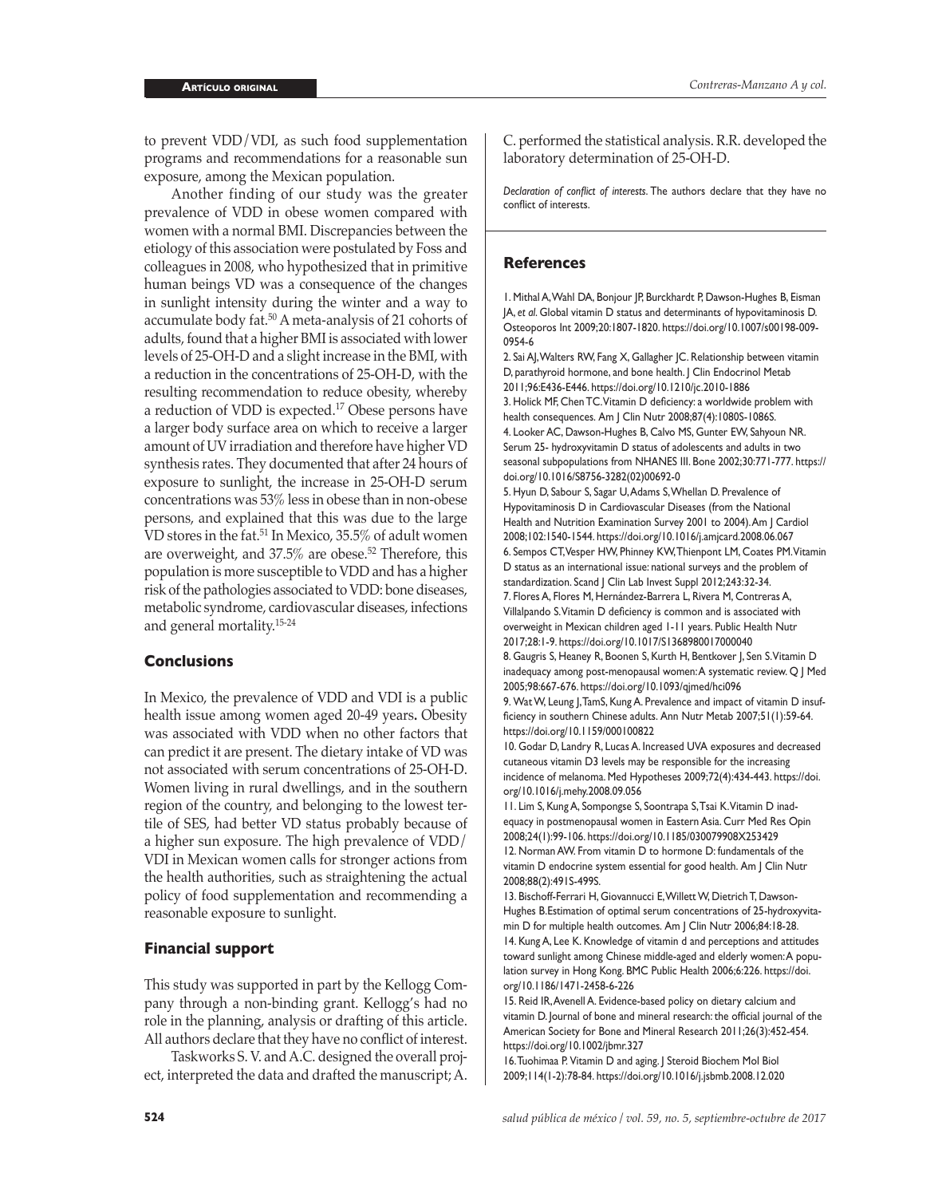to prevent VDD/VDI, as such food supplementation programs and recommendations for a reasonable sun exposure, among the Mexican population.

Another finding of our study was the greater prevalence of VDD in obese women compared with women with a normal BMI. Discrepancies between the etiology of this association were postulated by Foss and colleagues in 2008, who hypothesized that in primitive human beings VD was a consequence of the changes in sunlight intensity during the winter and a way to accumulate body fat.[50] A meta-analysis of 21 cohorts of adults, found that a higher BMI is associated with lower levels of 25-OH-D and a slight increase in the BMI, with a reduction in the concentrations of 25-OH-D, with the resulting recommendation to reduce obesity, whereby a reduction of VDD is expected.[17] Obese persons have a larger body surface area on which to receive a larger amount of UV irradiation and therefore have higher VD synthesis rates. They documented that after 24 hours of exposure to sunlight, the increase in 25-OH-D serum concentrations was 53% less in obese than in non-obese persons, and explained that this was due to the large VD stores in the fat.[51] In Mexico, 35.5% of adult women are overweight, and 37.5% are obese.[52] Therefore, this population is more susceptible to VDD and has a higher risk of the pathologies associated to VDD: bone diseases, metabolic syndrome, cardiovascular diseases, infections and general mortality.[15-24]

## Conclusions

In Mexico, the prevalence of VDD and VDI is a public health issue among women aged 20-49 years**.** Obesity was associated with VDD when no other factors that can predict it are present. The dietary intake of VD was not associated with serum concentrations of 25-OH-D. Women living in rural dwellings, and in the southern region of the country, and belonging to the lowest tertile of SES, had better VD status probably because of a higher sun exposure. The high prevalence of VDD/VDI in Mexican women calls for stronger actions from the health authorities, such as straightening the actual policy of food supplementation and recommending a reasonable exposure to sunlight.

## Financial support

This study was supported in part by the Kellogg Company through a non-binding grant. Kellogg's had no role in the planning, analysis or drafting of this article. All authors declare that they have no conflict of interest.

Taskworks S. V. and A.C. designed the overall project, interpreted the data and drafted the manuscript; A. C. performed the statistical analysis. R.R. developed the laboratory determination of 25-OH-D.

*Declaration of conflict of interests.* The authors declare that they have no conflict of interests.

## References

1. Mithal A, Wahl DA, Bonjour JP, Burckhardt P, Dawson-Hughes B, Eisman JA, *et al*. Global vitamin D status and determinants of hypovitaminosis D. Osteoporos Int 2009;20:1807-1820. https://doi.org/10.1007/s00198-009-0954-6
2. Sai AJ, Walters RW, Fang X, Gallagher JC. Relationship between vitamin D, parathyroid hormone, and bone health. J Clin Endocrinol Metab 2011;96:E436-E446. https://doi.org/10.1210/jc.2010-1886
3. Holick MF, Chen TC. Vitamin D deficiency: a worldwide problem with health consequences. Am J Clin Nutr 2008;87(4):1080S-1086S.
4. Looker AC, Dawson-Hughes B, Calvo MS, Gunter EW, Sahyoun NR. Serum 25- hydroxyvitamin D status of adolescents and adults in two seasonal subpopulations from NHANES III. Bone 2002;30:771-777. https://doi.org/10.1016/S8756-3282(02)00692-0
5. Hyun D, Sabour S, Sagar U, Adams S, Whellan D. Prevalence of Hypovitaminosis D in Cardiovascular Diseases (from the National Health and Nutrition Examination Survey 2001 to 2004). Am J Cardiol 2008;102:1540-1544. https://doi.org/10.1016/j.amjcard.2008.06.067
6. Sempos CT, Vesper HW, Phinney KW, Thienpont LM, Coates PM. Vitamin D status as an international issue: national surveys and the problem of standardization. Scand J Clin Lab Invest Suppl 2012;243:32-34.
7. Flores A, Flores M, Hernández-Barrera L, Rivera M, Contreras A, Villalpando S. Vitamin D deficiency is common and is associated with overweight in Mexican children aged 1-11 years. Public Health Nutr 2017;28:1-9. https://doi.org/10.1017/S1368980017000040
8. Gaugris S, Heaney R, Boonen S, Kurth H, Bentkover J, Sen S. Vitamin D inadequacy among post-menopausal women: A systematic review. Q J Med 2005;98:667-676. https://doi.org/10.1093/qjmed/hci096
9. Wat W, Leung J, TamS, Kung A. Prevalence and impact of vitamin D insufficiency in southern Chinese adults. Ann Nutr Metab 2007;51(1):59-64. https://doi.org/10.1159/000100822
10. Godar D, Landry R, Lucas A. Increased UVA exposures and decreased cutaneous vitamin D3 levels may be responsible for the increasing incidence of melanoma. Med Hypotheses 2009;72(4):434-443. https://doi.org/10.1016/j.mehy.2008.09.056
11. Lim S, Kung A, Sompongse S, Soontrapa S, Tsai K. Vitamin D inadequacy in postmenopausal women in Eastern Asia. Curr Med Res Opin 2008;24(1):99-106. https://doi.org/10.1185/030079908X253429
12. Norman AW. From vitamin D to hormone D: fundamentals of the vitamin D endocrine system essential for good health. Am J Clin Nutr 2008;88(2):491S-499S.
13. Bischoff-Ferrari H, Giovannucci E, Willett W, Dietrich T, Dawson-Hughes B. Estimation of optimal serum concentrations of 25-hydroxyvitamin D for multiple health outcomes. Am J Clin Nutr 2006;84:18-28.
14. Kung A, Lee K. Knowledge of vitamin d and perceptions and attitudes toward sunlight among Chinese middle-aged and elderly women: A population survey in Hong Kong. BMC Public Health 2006;6:226. https://doi.org/10.1186/1471-2458-6-226
15. Reid IR, Avenell A. Evidence-based policy on dietary calcium and vitamin D. Journal of bone and mineral research: the official journal of the American Society for Bone and Mineral Research 2011;26(3):452-454. https://doi.org/10.1002/jbmr.327
16. Tuohimaa P. Vitamin D and aging. J Steroid Biochem Mol Biol 2009;114(1-2):78-84. https://doi.org/10.1016/j.jsbmb.2008.12.020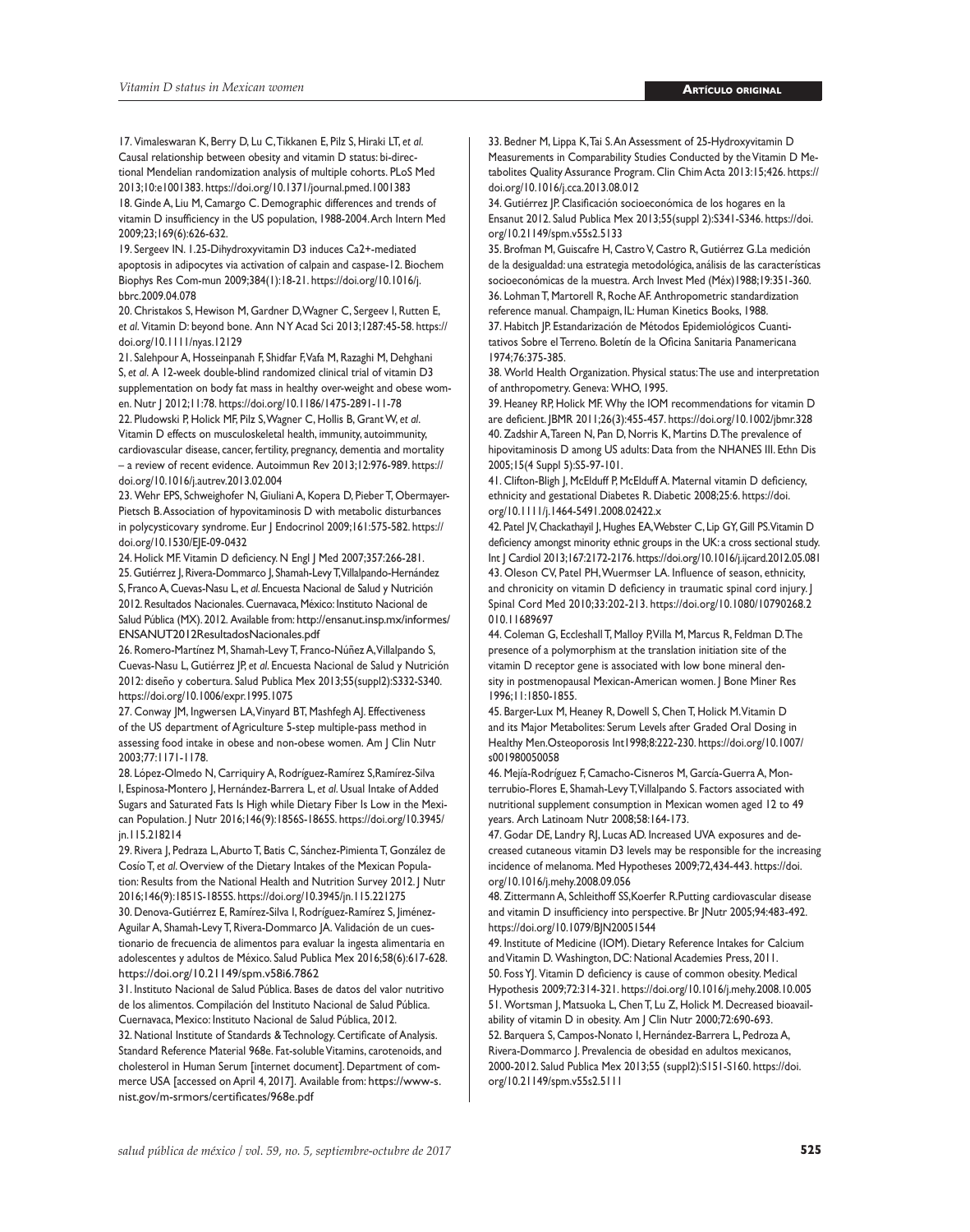17. Vimaleswaran K, Berry D, Lu C, Tikkanen E, Pilz S, Hiraki LT, *et al*. Causal relationship between obesity and vitamin D status: bi-directional Mendelian randomization analysis of multiple cohorts. PLoS Med 2013;10:e1001383. https://doi.org/10.1371/journal.pmed.1001383

18. Ginde A, Liu M, Camargo C. Demographic differences and trends of vitamin D insufficiency in the US population, 1988-2004. Arch Intern Med 2009;23;169(6):626-632.

19. Sergeev IN. 1.25-Dihydroxyvitamin D3 induces Ca2+-mediated apoptosis in adipocytes via activation of calpain and caspase-12. Biochem Biophys Res Com-mun 2009;384(1):18-21. https://doi.org/10.1016/j.bbrc.2009.04.078

20. Christakos S, Hewison M, Gardner D, Wagner C, Sergeev I, Rutten E, *et al*. Vitamin D: beyond bone. Ann N Y Acad Sci 2013;1287:45-58. https://doi.org/10.1111/nyas.12129

21. Salehpour A, Hosseinpanah F, Shidfar F, Vafa M, Razaghi M, Dehghani S, *et al*. A 12-week double-blind randomized clinical trial of vitamin D3 supplementation on body fat mass in healthy over-weight and obese women. Nutr J 2012;11:78. https://doi.org/10.1186/1475-2891-11-78

22. Pludowski P, Holick MF, Pilz S, Wagner C, Hollis B, Grant W, *et al*. Vitamin D effects on musculoskeletal health, immunity, autoimmunity, cardiovascular disease, cancer, fertility, pregnancy, dementia and mortality – a review of recent evidence. Autoimmun Rev 2013;12:976-989. https://doi.org/10.1016/j.autrev.2013.02.004

23. Wehr EPS, Schweighofer N, Giuliani A, Kopera D, Pieber T, Obermayer-Pietsch B. Association of hypovitaminosis D with metabolic disturbances in polycysticovary syndrome. Eur J Endocrinol 2009;161:575-582. https://doi.org/10.1530/EJE-09-0432

24. Holick MF. Vitamin D deficiency. N Engl J Med 2007;357:266-281.

25. Gutiérrez J, Rivera-Dommarco J, Shamah-Levy T, Villalpando-Hernández S, Franco A, Cuevas-Nasu L, *et al*. Encuesta Nacional de Salud y Nutrición 2012. Resultados Nacionales. Cuernavaca, México: Instituto Nacional de Salud Pública (MX). 2012. Available from: http://ensanut.insp.mx/informes/ENSANUT2012ResultadosNacionales.pdf

26. Romero-Martínez M, Shamah-Levy T, Franco-Núñez A, Villalpando S, Cuevas-Nasu L, Gutiérrez JP, *et al*. Encuesta Nacional de Salud y Nutrición 2012: diseño y cobertura. Salud Publica Mex 2013;55(suppl2):S332-S340. https://doi.org/10.1006/expr.1995.1075

27. Conway JM, Ingwersen LA, Vinyard BT, Mashfegh AJ. Effectiveness of the US department of Agriculture 5-step multiple-pass method in assessing food intake in obese and non-obese women. Am J Clin Nutr 2003;77:1171-1178.

28. López-Olmedo N, Carriquiry A, Rodríguez-Ramírez S, Ramírez-Silva I, Espinosa-Montero J, Hernández-Barrera L, *et al*. Usual Intake of Added Sugars and Saturated Fats Is High while Dietary Fiber Is Low in the Mexican Population. J Nutr 2016;146(9):1856S-1865S. https://doi.org/10.3945/jn.115.218214

29. Rivera J, Pedraza L, Aburto T, Batis C, Sánchez-Pimienta T, González de Cosío T, *et al*. Overview of the Dietary Intakes of the Mexican Population: Results from the National Health and Nutrition Survey 2012. J Nutr 2016;146(9):1851S-1855S. https://doi.org/10.3945/jn.115.221275

30. Denova-Gutiérrez E, Ramírez-Silva I, Rodríguez-Ramírez S, Jiménez-Aguilar A, Shamah-Levy T, Rivera-Dommarco JA. Validación de un cuestionario de frecuencia de alimentos para evaluar la ingesta alimentaria en adolescentes y adultos de México. Salud Publica Mex 2016;58(6):617-628. https://doi.org/10.21149/spm.v58i6.7862

31. Instituto Nacional de Salud Pública. Bases de datos del valor nutritivo de los alimentos. Compilación del Instituto Nacional de Salud Pública. Cuernavaca, Mexico: Instituto Nacional de Salud Pública, 2012.

32. National Institute of Standards & Technology. Certificate of Analysis. Standard Reference Material 968e. Fat-soluble Vitamins, carotenoids, and cholesterol in Human Serum [internet document]. Department of commerce USA [accessed on April 4, 2017]. Available from: https://www-s.nist.gov/m-srmors/certificates/968e.pdf

33. Bedner M, Lippa K, Tai S. An Assessment of 25-Hydroxyvitamin D Measurements in Comparability Studies Conducted by the Vitamin D Metabolites Quality Assurance Program. Clin Chim Acta 2013:15;426. https://doi.org/10.1016/j.cca.2013.08.012

34. Gutiérrez JP. Clasificación socioeconómica de los hogares en la Ensanut 2012. Salud Publica Mex 2013;55(suppl 2):S341-S346. https://doi.org/10.21149/spm.v55s2.5133

35. Brofman M, Guiscafre H, Castro V, Castro R, Gutiérrez G. La medición de la desigualdad: una estrategia metodológica, análisis de las características socioeconómicas de la muestra. Arch Invest Med (Méx)1988;19:351-360.

36. Lohman T, Martorell R, Roche AF. Anthropometric standardization reference manual. Champaign, IL: Human Kinetics Books, 1988.

37. Habitch JP. Estandarización de Métodos Epidemiológicos Cuantitativos Sobre el Terreno. Boletín de la Oficina Sanitaria Panamericana 1974;76:375-385.

38. World Health Organization. Physical status: The use and interpretation of anthropometry. Geneva: WHO, 1995.

39. Heaney RP, Holick MF. Why the IOM recommendations for vitamin D are deficient. JBMR 2011;26(3):455-457. https://doi.org/10.1002/jbmr.328

40. Zadshir A, Tareen N, Pan D, Norris K, Martins D. The prevalence of hipovitaminosis D among US adults: Data from the NHANES III. Ethn Dis 2005;15(4 Suppl 5):S5-97-101.

41. Clifton-Bligh J, McElduff P, McElduff A. Maternal vitamin D deficiency, ethnicity and gestational Diabetes R. Diabetic 2008;25:6. https://doi.org/10.1111/j.1464-5491.2008.02422.x

42. Patel JV, Chackathayil J, Hughes EA, Webster C, Lip GY, Gill PS. Vitamin D deficiency amongst minority ethnic groups in the UK: a cross sectional study. Int J Cardiol 2013;167:2172-2176. https://doi.org/10.1016/j.ijcard.2012.05.081

43. Oleson CV, Patel PH, Wuermser LA. Influence of season, ethnicity, and chronicity on vitamin D deficiency in traumatic spinal cord injury. J Spinal Cord Med 2010;33:202-213. https://doi.org/10.1080/10790268.2010.11689697

44. Coleman G, Eccleshall T, Malloy P, Villa M, Marcus R, Feldman D. The presence of a polymorphism at the translation initiation site of the vitamin D receptor gene is associated with low bone mineral density in postmenopausal Mexican-American women. J Bone Miner Res 1996;11:1850-1855.

45. Barger-Lux M, Heaney R, Dowell S, Chen T, Holick M. Vitamin D and its Major Metabolites: Serum Levels after Graded Oral Dosing in Healthy Men. Osteoporosis Int1998;8:222-230. https://doi.org/10.1007/s001980050058

46. Mejía-Rodríguez F, Camacho-Cisneros M, García-Guerra A, Monterrubio-Flores E, Shamah-Levy T, Villalpando S. Factors associated with nutritional supplement consumption in Mexican women aged 12 to 49 years. Arch Latinoam Nutr 2008;58:164-173.

47. Godar DE, Landry RJ, Lucas AD. Increased UVA exposures and decreased cutaneous vitamin D3 levels may be responsible for the increasing incidence of melanoma. Med Hypotheses 2009;72,434-443. https://doi.org/10.1016/j.mehy.2008.09.056

48. Zittermann A, Schleithoff SS, Koerfer R. Putting cardiovascular disease and vitamin D insufficiency into perspective. Br JNutr 2005;94:483-492. https://doi.org/10.1079/BJN20051544

49. Institute of Medicine (IOM). Dietary Reference Intakes for Calcium and Vitamin D. Washington, DC: National Academies Press, 2011.

50. Foss YJ. Vitamin D deficiency is cause of common obesity. Medical Hypothesis 2009;72:314-321. https://doi.org/10.1016/j.mehy.2008.10.005

51. Wortsman J, Matsuoka L, Chen T, Lu Z, Holick M. Decreased bioavailability of vitamin D in obesity. Am J Clin Nutr 2000;72:690-693.

52. Barquera S, Campos-Nonato I, Hernández-Barrera L, Pedroza A, Rivera-Dommarco J. Prevalencia de obesidad en adultos mexicanos, 2000-2012. Salud Publica Mex 2013;55 (suppl2):S151-S160. https://doi.org/10.21149/spm.v55s2.5111